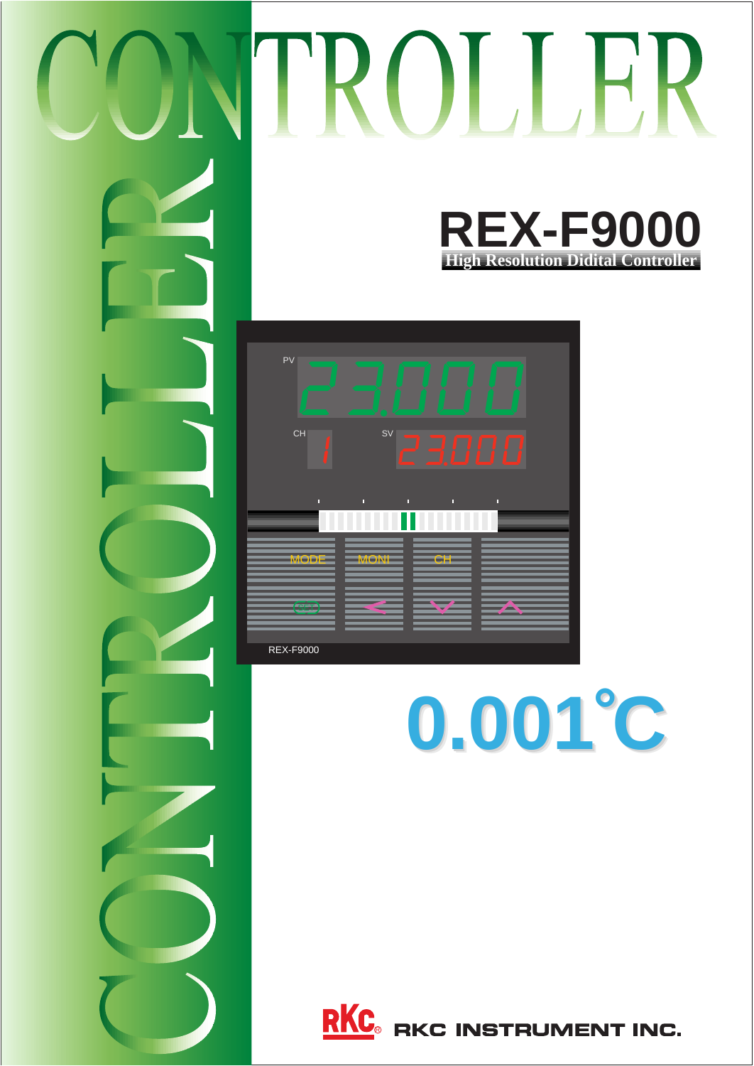# CONTROLLER

# REX-F9000

**High Resolution Didital Controller**

PV 23.000

CH 1 SV 23.000

MODE MONI CH

REX-F9000

# 0.001℃

RKC INSTRUMENT INC.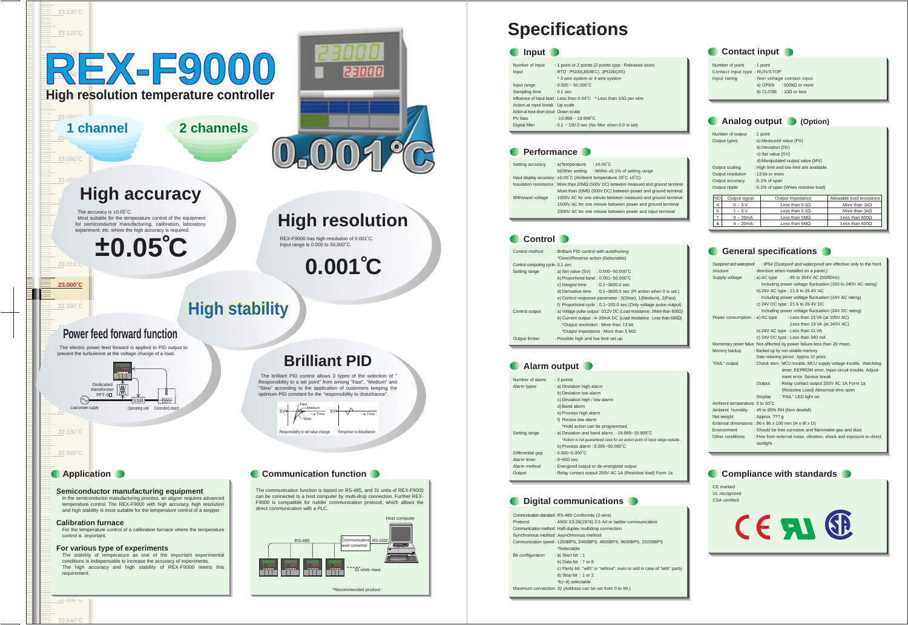# REX-F9000

## High resolution temperature controller

1 channel | 2 channels

0.001°C

### High accuracy

The accuracy is ±0.05°C.
Most suitable for the temperature control of the equipment for semiconductor manufacturing, calibration, laboratory experiment, etc. where the high accuracy is required.

**±0.05°C**

### High resolution

REX-F9000 has high resolution of 0.001°C.
Input range is 0.000 to 50,000°C.

**0.001°C**

### High stability

### Power feed forward function

The electric power feed forward is applied to PID output to prevent the turbulence at the voltage change of a load.

Dedicated transformer PFT-01 / SSR / Load power supply / Operating unit / Controlled object

### Brilliant PID

The brilliant PID control allows 3 types of the selection of " Responsibility to a set point" from among "Fast", "Medium" and "Slow" according to the application of customers keeping the optimum PID constant for the "responsibility to disturbance".

Responsibility to set value change / Response to disturbance

## Application

### Semiconductor manufacturing equipment

In the semiconductor manufacturing process, an aligner requires advanced temperature control. The REX-F9000 with high accuracy, high resolution and high stability is most suitable for the temperature control of a stepper.

### Calibration furnace

For the temperature control of a calibration furnace where the temperature control is important.

### For various type of experiments

The stability of temperature as one of the important experimental conditions is indispensable to increase the accuracy of experiments.
The high accuracy and high stability of REX-F9000 meets this requirement.

## Communication function

The communication function is based on RS-485, and 31 units of REX-F9000 can be connected to a host computer by multi-drop connection. Further REX-F9000 is compatible for rudder communication protocol, which allows the direct communication with a PLC.

Host computer / Communication level converter / RS-232C / RS-485 / 31 units maxi.

*Recommended product :

# Specifications

## Input

- Number of input : 1 point or 2 points (2 points type : Released soon)
- Input : RTD : Pt100(JIS/IEC), JPt100(JIS)
  - \* 3 wire system or 4 wire system
- Input range : 0.000 ~ 50.000°C
- Sampling time : 0.1 sec
- Influence of input lead : Less than 0.04°C \* Less than 10Ω per wire
- Action at input break : Up scale
- Action at input short circuit : Down scale
- PV bias : -19.999 ~ 19.999°C
- Digital filter : 0.1 ~ 100.0 sec (No filter when 0.0 is set)

## Performance

- Setting accuracy : a)Temperature : ±0.05°C
  - b)Other setting : Within ±0.1% of setting range
- Input display accuracy : ±0.05°C (Ambient temperature 23°C ±5°C)
- Insulation resistance : More than 20MΩ (500V DC) between measued and ground terminal
  - More than 20MΩ (500V DC) between power and ground terminal
- Withstand voltage : 1000V AC for one minute between measued and ground terminal
  - 1500V AC for one minute between power and ground terminal
  - 2300V AC for one minute between power and input terminal

## Control

- Control method : Brilliant PID control with autotuning
  - \*Direct/Reverse action (Selectable)
- Control computing cycle : 0.1 sec
- Setting range : a) Set value (SV) : 0.000~50.000°C
  - b) Proportional band : 0.001~50.000°C
  - c) Integral time : 0.1~3600.0 sec
  - d) Derivative time : 0.1~3600.0 sec (PI action when 0 is set.)
  - e) Control response parameter : 0(Slow), 1(Medium), 2(Fast)
  - f) Proportional cycle : 0.1~100.0 sec (Only voltage pulse output)
- Control output : a) Voltage pulse output : 0/12V DC (Load resistance : More than 600Ω)
  - b) Current output : 4~20mA DC (Load resistance : Less than 600Ω)
  - \*Output resolution : More than 13 bit
  - \*Output impedance : More than 5 MΩ
- Output limiter : Possible high and low limit set up.

## Alarm output

- Number of alarm : 2 points
- Alarm types : a) Deviation high alarm
  - b) Deviation low alarm
  - c) Deviation high / low alarm
  - d) Band alarm
  - e) Process high alarm
  - f) Pocess low alarm
  - \*Hold action can be programmed.
- Setting range : a) Deviation and band alarm : -19.999~19.999°C
  - \*Action is not guaranteed case for an action point of input range outside.
  - b) Process alarm : 0.000~50.000°C
- Differential gap : 0.000~5.000°C
- Alarm timer : 0~600 sec
- Alarm method : Energized output or de-energized output
- Output : Relay contact output 250V AC 1A (Resistive load) Form 1a

## Digital communications

- Communication standard : RS-485 Conformity (2-wire)
- Protocol : ANSI X3.28(1976) 2.5 A4 or ladder communication
- Communication method : Half-duplex multidrop connection
- Synchronous method : Asynchronous method
- Communication speed : 1200BPS, 2400BPS, 4800BPS, 9600BPS, 19200BPS
  - \*Selectable
- Bit configuration : a) Start bit : 1
  - b) Data bit : 7 or 8
  - c) Parity bit : "with" or "without", even or odd in case of "with" parity
  - d) Stop bit : 1 or 2
  - \*b)~d) selectable
- Maximum connection: 32 (Address can be set from 0 to 99.)

## Contact input

- Number of point : 1 point
- Contact input type : RUN/STOP
- Input rating : Non voltage contact input
  - a) OPEN : 500kΩ or more
  - b) CLOSE : 10Ω or less

## Analog output (Option)

- Number of output : 1 point
- Output types : a) Measured value (PV)
  - b) Deviation (DV)
  - c) Set value (SV)
  - d) Manipulated output value (MV)
- Output scaling : High limit and low limit are available.
- Output resolution : 13 bit or more
- Output accuracy : 0.1% of span
- Output ripple : 0.1% of span (When resistive load)

| NO | Output signal | Output impedance | Allowable load resistance |
|---|---|---|---|
| 4 | 0 ~ 5 V | Less than 0.1Ω | More than 1kΩ |
| 6 | 1 ~ 5 V | Less than 0.1Ω | More than 1kΩ |
| 7 | 0 ~ 20mA | Less than 5MΩ | Less than 600Ω |
| 8 | 4 ~ 20mA | Less than 5MΩ | Less than 600Ω |

## General specifications

- Dustproof and waterproof structure : IP54 (Dustproof and waterproof are effective only to the front direction when installed on a panel.)
- Supply voltage : a) AC type : 85 to 264V AC (50/60Hz)
  - Including power voltage fluctuation (100 to 240V AC rating)
  - b) 24V AC type : 21.6 to 26.4V AC
  - Including power voltage fluctuation (24V AC rating)
  - c) 24V DC type : 21.6 to 26.4V DC
  - Including power voltage fluctuation (24V DC rating)
- Power consumption : a) AC type : Less than 13 VA (at 100V AC)
  - Less than 19 VA (at 240V AC)
  - b) 24V AC type : Less than 11 VA
  - c) 24V DC type : Less than 340 mA
- Momentary power failure: Not affected by power failure less than 20 msec.
- Memory backup : Backed up by non-volatile memory.
  - Date retaining period : Approx 10 years
- "FAIL" output : Check item : MCU trouble, MCU supply voltage trouble, Watchdog timer, EEPROM error, Input circuit trouble, Adjustment error, Sensor break
  - Output : Relay contact output 250V AC 1A Form 1a (Resistive Load) Abnormal time open
  - Display : "FAIL" LED light on.
- Ambient temperature: 0 to 50°C
- Ambient humidity : 45 to 85% RH (Non dewfall)
- Net weight : Approx. ??? g
- External dimensions : 96 x 96 x 100 mm (H x W x D)
- Environment : Should be free corrosive and flammable gas and dust.
- Other conditions : Free from external noise, vibration, shock and exposure to direct sunlight.

## Compliance with standards

CE marked
UL recognized
CSA certified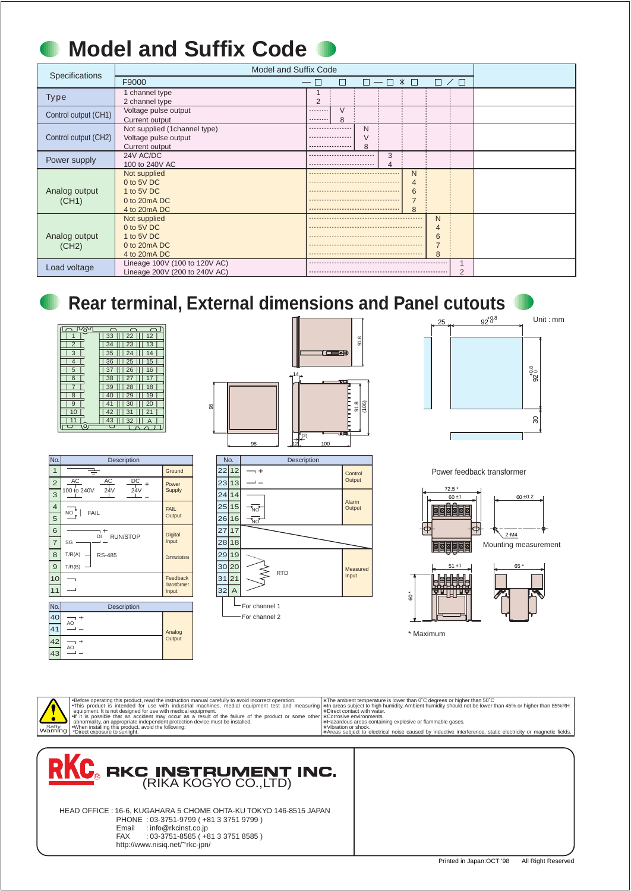# Model and Suffix Code

| Specifications | Model and Suffix Code | | | | | | | |
|---|---|---|---|---|---|---|---|---|
| | F9000 | — □ | □ | □ — | □ ＊ | □ | □ ／ | □ |
| Type | 1 channel type | 1 | | | | | | |
| | 2 channel type | 2 | | | | | | |
| Control output (CH1) | Voltage pulse output | | V | | | | | |
| | Current output | | 8 | | | | | |
| Control output (CH2) | Not supplied (1channel type) | | | N | | | | |
| | Voltage pulse output | | | V | | | | |
| | Current output | | | 8 | | | | |
| Power supply | 24V AC/DC | | | | 3 | | | |
| | 100 to 240V AC | | | | 4 | | | |
| Analog output (CH1) | Not supplied | | | | | N | | |
| | 0 to 5V DC | | | | | 4 | | |
| | 1 to 5V DC | | | | | 6 | | |
| | 0 to 20mA DC | | | | | 7 | | |
| | 4 to 20mA DC | | | | | 8 | | |
| Analog output (CH2) | Not supplied | | | | | | N | |
| | 0 to 5V DC | | | | | | 4 | |
| | 1 to 5V DC | | | | | | 6 | |
| | 0 to 20mA DC | | | | | | 7 | |
| | 4 to 20mA DC | | | | | | 8 | |
| Load voltage | Lineage 100V (100 to 120V AC) | | | | | | | 1 |
| | Lineage 200V (200 to 240V AC) | | | | | | | 2 |

# Rear terminal, External dimensions and Panel cutouts

Unit : mm

1, 2, 3, 4, 5, 6, 7, 8, 9, 10, 11
33, 34, 35, 36, 37, 38, 39, 40, 41, 42, 43
22, 23, 24, 25, 26, 27, 28, 29, 30, 31, 32
12, 13, 14, 15, 16, 17, 18, 19, 20, 21, A

98
98
91.8
14
91.8
(106)
(2)
12
100

25
$92^{+0.8}_{0}$
$92^{+0.8}_{0}$
30

| No. | Description | |
|---|---|---|
| 1 | | Ground |
| 2, 3 | AC 100 to 240V / AC 24V / DC 24V + − | Power Supply |
| 4, 5 | NO FAIL | FAIL Output |
| 6, 7 | DI + RUN/STOP, SG − | Digital Input |
| 8, 9 | T/R(A) RS-485, T/R(B) | Communications |
| 10, 11 | | Feedback Transformer Input |

| No. | Description | |
|---|---|---|
| 40, 41 | AO + − | Analog Output |
| 42, 43 | AO + − | Analog Output |

| No. | | Description | |
|---|---|---|---|
| 22 | 12 | + | Control Output |
| 23 | 13 | − | Control Output |
| 24 | 14 | | Alarm Output |
| 25 | 15 | NO | Alarm Output |
| 26 | 16 | NO | Alarm Output |
| 27 | 17 | | |
| 28 | 18 | | |
| 29 | 19 | RTD | Measured Input |
| 30 | 20 | RTD | Measured Input |
| 31 | 21 | RTD | Measured Input |
| 32 | A | RTD | Measured Input |

For channel 1
For channel 2

Power feedback transformer

72.5 *
60 ±1
60 ±0.2
2-M4
Mounting measurement
51 ±1
65 *
60 *

\* Maximum

Safty Warning

- Before operating this product, read the instruction manual carefully to avoid incorrect operation.
- This product is intended for use with industrial machines, medial equipment test and measuring equipment. It is not designed for use with medical equipment.
- If it is possible that an accident may occur as a result of the failure of the product or some other abnormality, an appropriate independent protection device must be installed.
- When installing this product, avoid the following:
  - \*Direct exposure to sunlight.
  - \*The ambient temperature is lower than 0˚C degrees or higher than 50˚C
  - \*In areas subject to high humidity. Ambient humidity should not be lower than 45% or higher than 85%RH
  - \*Direct contact with water.
  - \*Corrosive environments.
  - \*Hazardous areas containing explosive or flammable gases.
  - \*Vibration or shock.
  - \*Areas subject to electrical noise caused by inductive interference, static electricity or magnetic fields.

**RKC INSTRUMENT INC.**
(RIKA KOGYO CO.,LTD)

HEAD OFFICE : 16-6, KUGAHARA 5 CHOME OHTA-KU TOKYO 146-8515 JAPAN
PHONE : 03-3751-9799 ( +81 3 3751 9799 )
Email : info@rkcinst.co.jp
FAX : 03-3751-8585 ( +81 3 3751 8585 )
http://www.nisiq.net/~rkc-jpn/

Printed in Japan:OCT '98 All Right Reserved